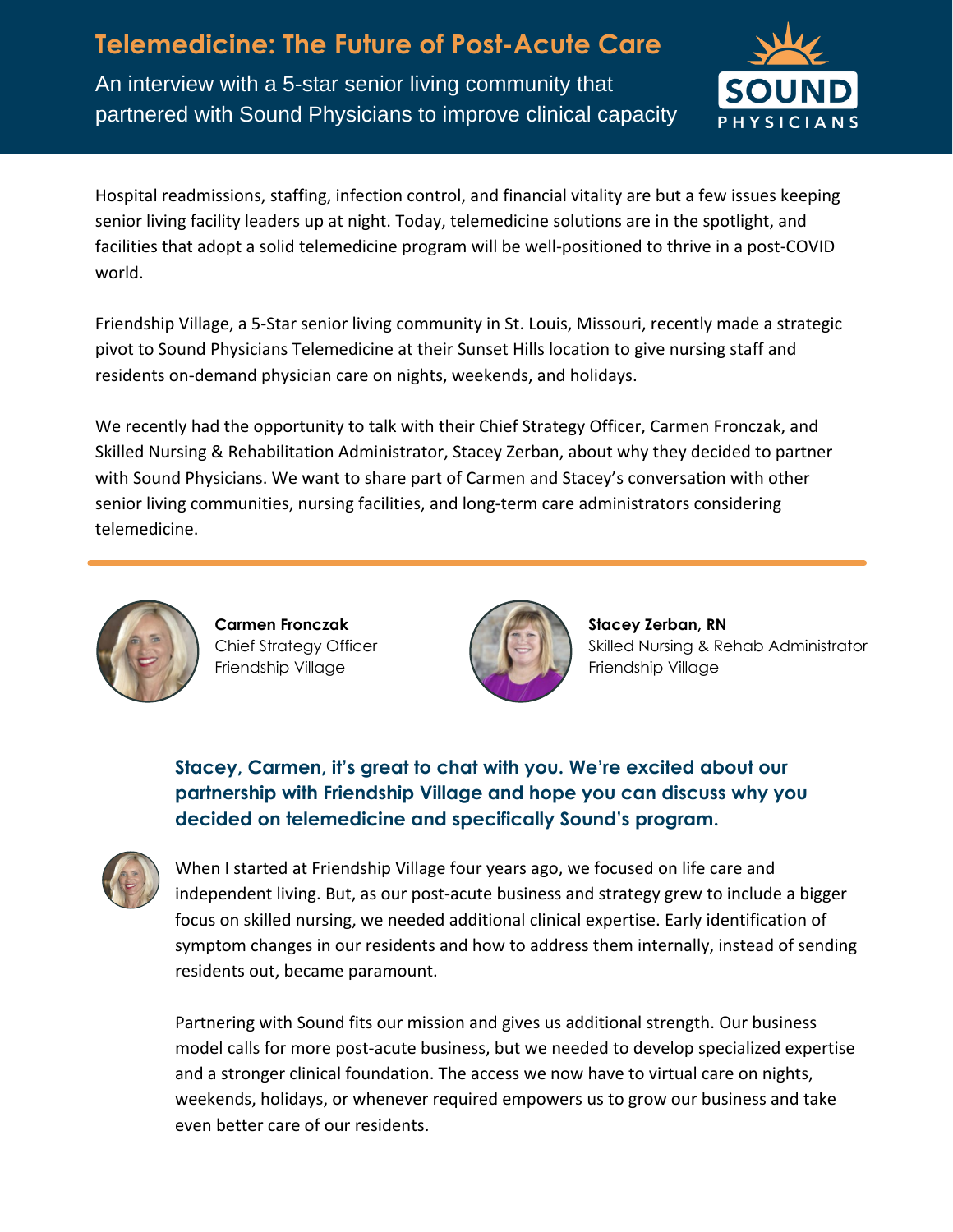# Telemedicine: The Future of Post-Acute Care

An interview with a 5-star senior living community that partnered with Sound Physicians to improve clinical capacity

SOUND PHYSICIANS

Hospital readmissions, staffing, infection control, and financial vitality are but a few issues keeping senior living facility leaders up at night. Today, telemedicine solutions are in the spotlight, and facilities that adopt a solid telemedicine program will be well-positioned to thrive in a post-COVID world.

Friendship Village, a 5-Star senior living community in St. Louis, Missouri, recently made a strategic pivot to Sound Physicians Telemedicine at their Sunset Hills location to give nursing staff and residents on-demand physician care on nights, weekends, and holidays.

We recently had the opportunity to talk with their Chief Strategy Officer, Carmen Fronczak, and Skilled Nursing & Rehabilitation Administrator, Stacey Zerban, about why they decided to partner with Sound Physicians. We want to share part of Carmen and Stacey's conversation with other senior living communities, nursing facilities, and long-term care administrators considering telemedicine.

---

**Carmen Fronczak**
Chief Strategy Officer
Friendship Village

**Stacey Zerban, RN**
Skilled Nursing & Rehab Administrator
Friendship Village

### Stacey, Carmen, it's great to chat with you. We're excited about our partnership with Friendship Village and hope you can discuss why you decided on telemedicine and specifically Sound's program.

When I started at Friendship Village four years ago, we focused on life care and independent living. But, as our post-acute business and strategy grew to include a bigger focus on skilled nursing, we needed additional clinical expertise. Early identification of symptom changes in our residents and how to address them internally, instead of sending residents out, became paramount.

Partnering with Sound fits our mission and gives us additional strength. Our business model calls for more post-acute business, but we needed to develop specialized expertise and a stronger clinical foundation. The access we now have to virtual care on nights, weekends, holidays, or whenever required empowers us to grow our business and take even better care of our residents.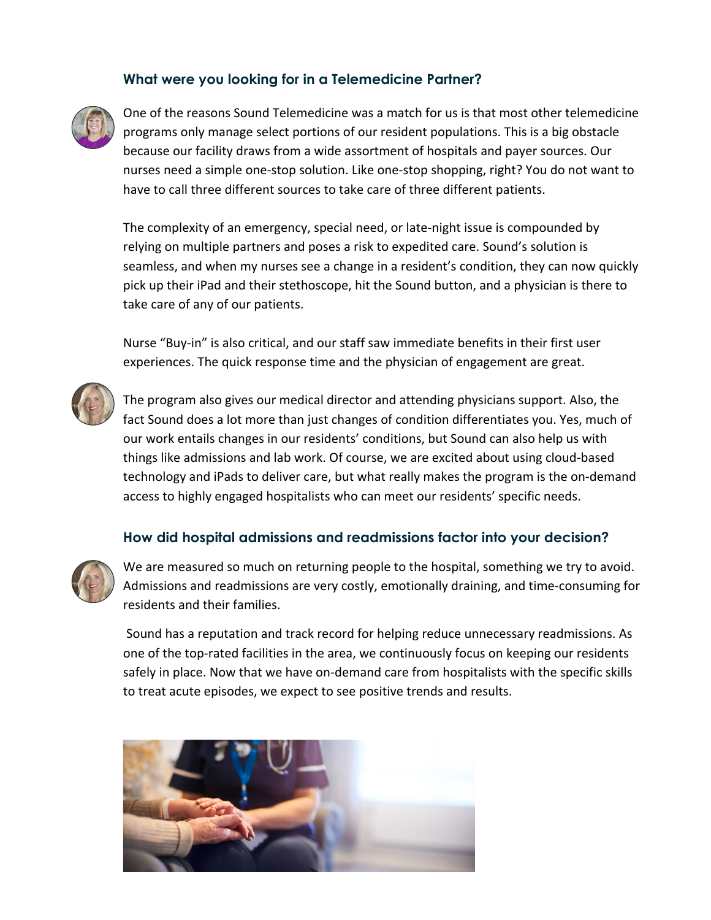### What were you looking for in a Telemedicine Partner?

One of the reasons Sound Telemedicine was a match for us is that most other telemedicine programs only manage select portions of our resident populations. This is a big obstacle because our facility draws from a wide assortment of hospitals and payer sources. Our nurses need a simple one-stop solution. Like one-stop shopping, right? You do not want to have to call three different sources to take care of three different patients.

The complexity of an emergency, special need, or late-night issue is compounded by relying on multiple partners and poses a risk to expedited care. Sound's solution is seamless, and when my nurses see a change in a resident's condition, they can now quickly pick up their iPad and their stethoscope, hit the Sound button, and a physician is there to take care of any of our patients.

Nurse "Buy-in" is also critical, and our staff saw immediate benefits in their first user experiences. The quick response time and the physician of engagement are great.

The program also gives our medical director and attending physicians support. Also, the fact Sound does a lot more than just changes of condition differentiates you. Yes, much of our work entails changes in our residents' conditions, but Sound can also help us with things like admissions and lab work. Of course, we are excited about using cloud-based technology and iPads to deliver care, but what really makes the program is the on-demand access to highly engaged hospitalists who can meet our residents' specific needs.

### How did hospital admissions and readmissions factor into your decision?

We are measured so much on returning people to the hospital, something we try to avoid. Admissions and readmissions are very costly, emotionally draining, and time-consuming for residents and their families.

Sound has a reputation and track record for helping reduce unnecessary readmissions. As one of the top-rated facilities in the area, we continuously focus on keeping our residents safely in place. Now that we have on-demand care from hospitalists with the specific skills to treat acute episodes, we expect to see positive trends and results.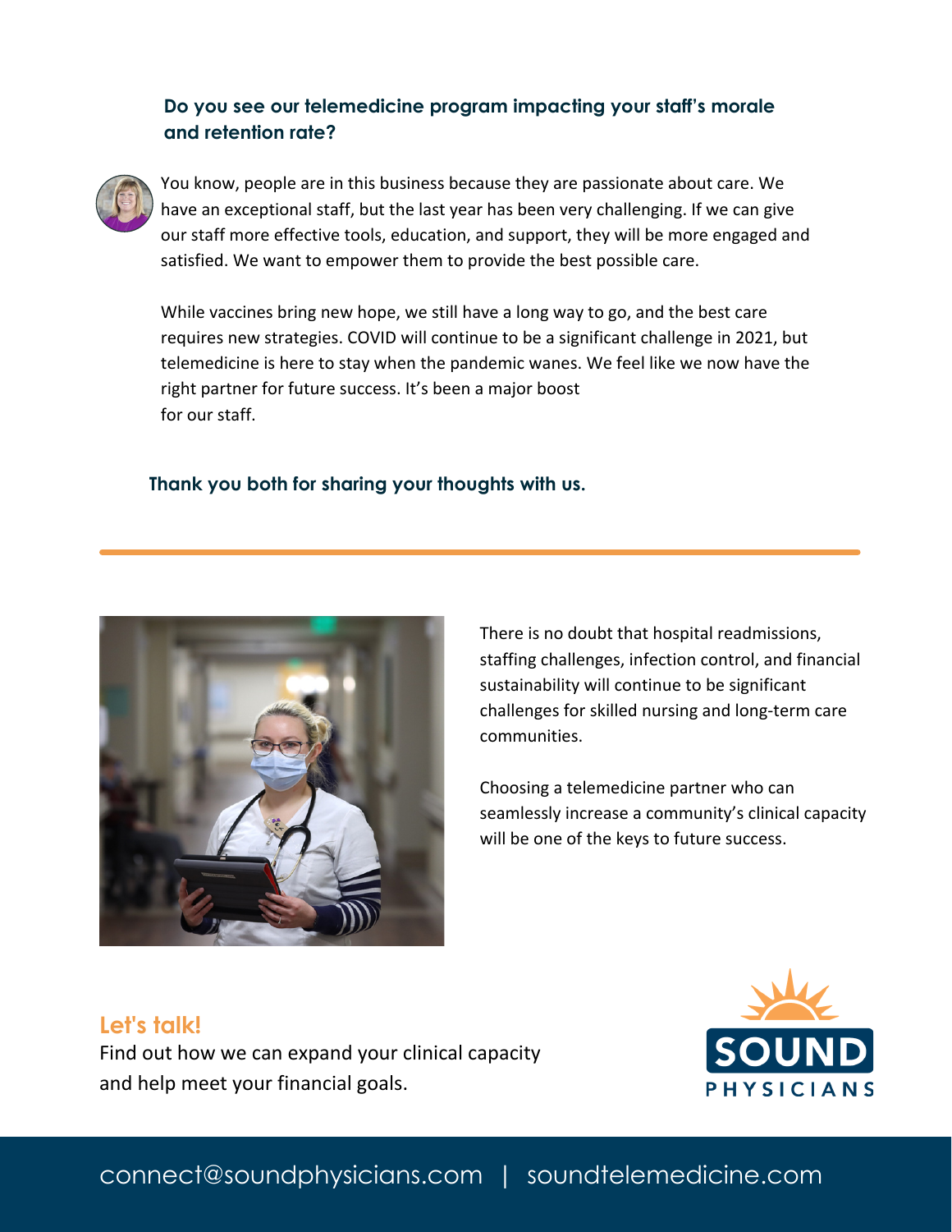**Do you see our telemedicine program impacting your staff's morale and retention rate?**

You know, people are in this business because they are passionate about care. We have an exceptional staff, but the last year has been very challenging. If we can give our staff more effective tools, education, and support, they will be more engaged and satisfied. We want to empower them to provide the best possible care.

While vaccines bring new hope, we still have a long way to go, and the best care requires new strategies. COVID will continue to be a significant challenge in 2021, but telemedicine is here to stay when the pandemic wanes. We feel like we now have the right partner for future success. It's been a major boost for our staff.

**Thank you both for sharing your thoughts with us.**

---

There is no doubt that hospital readmissions, staffing challenges, infection control, and financial sustainability will continue to be significant challenges for skilled nursing and long-term care communities.

Choosing a telemedicine partner who can seamlessly increase a community's clinical capacity will be one of the keys to future success.

## Let's talk!

Find out how we can expand your clinical capacity and help meet your financial goals.

SOUND PHYSICIANS

connect@soundphysicians.com | soundtelemedicine.com